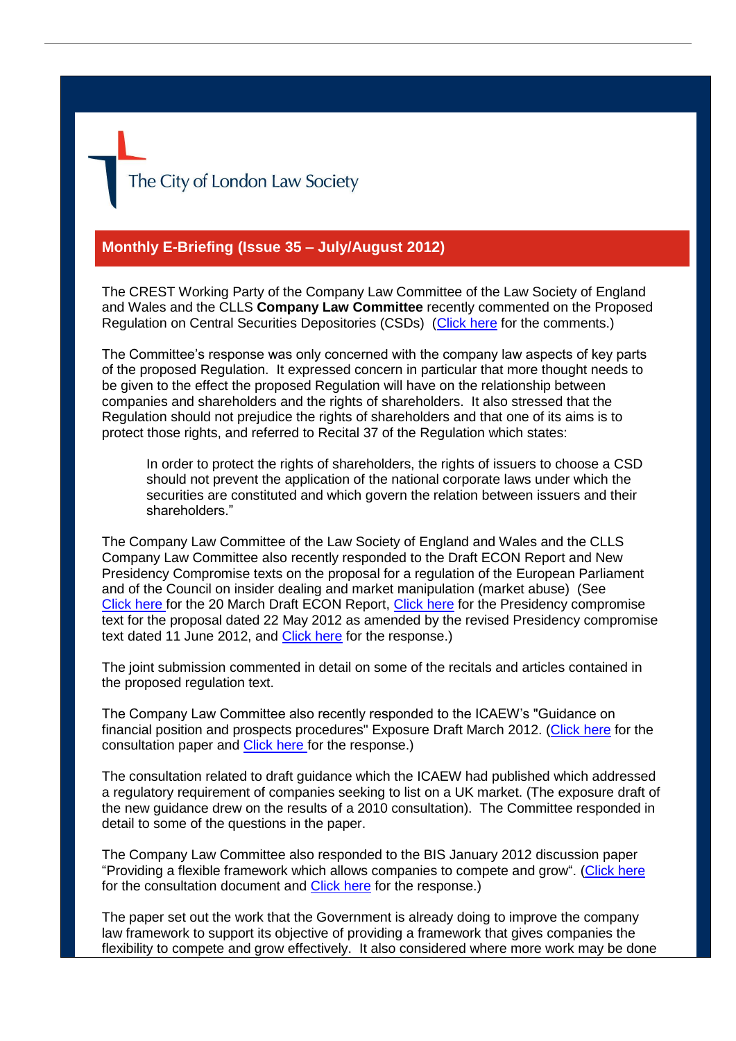The City of London Law Society

## Monthly E-Briefing (Issue 35 – July/August 2012)

The CREST Working Party of the Company Law Committee of the Law Society of England and Wales and the CLLS **Company Law Committee** recently commented on the Proposed Regulation on Central Securities Depositories (CSDs) (Click here for the comments.)

The Committee's response was only concerned with the company law aspects of key parts of the proposed Regulation. It expressed concern in particular that more thought needs to be given to the effect the proposed Regulation will have on the relationship between companies and shareholders and the rights of shareholders. It also stressed that the Regulation should not prejudice the rights of shareholders and that one of its aims is to protect those rights, and referred to Recital 37 of the Regulation which states:

> In order to protect the rights of shareholders, the rights of issuers to choose a CSD should not prevent the application of the national corporate laws under which the securities are constituted and which govern the relation between issuers and their shareholders."

The Company Law Committee of the Law Society of England and Wales and the CLLS Company Law Committee also recently responded to the Draft ECON Report and New Presidency Compromise texts on the proposal for a regulation of the European Parliament and of the Council on insider dealing and market manipulation (market abuse) (See Click here for the 20 March Draft ECON Report, Click here for the Presidency compromise text for the proposal dated 22 May 2012 as amended by the revised Presidency compromise text dated 11 June 2012, and Click here for the response.)

The joint submission commented in detail on some of the recitals and articles contained in the proposed regulation text.

The Company Law Committee also recently responded to the ICAEW's "Guidance on financial position and prospects procedures" Exposure Draft March 2012. (Click here for the consultation paper and Click here for the response.)

The consultation related to draft guidance which the ICAEW had published which addressed a regulatory requirement of companies seeking to list on a UK market. (The exposure draft of the new guidance drew on the results of a 2010 consultation). The Committee responded in detail to some of the questions in the paper.

The Company Law Committee also responded to the BIS January 2012 discussion paper "Providing a flexible framework which allows companies to compete and grow". (Click here for the consultation document and Click here for the response.)

The paper set out the work that the Government is already doing to improve the company law framework to support its objective of providing a framework that gives companies the flexibility to compete and grow effectively. It also considered where more work may be done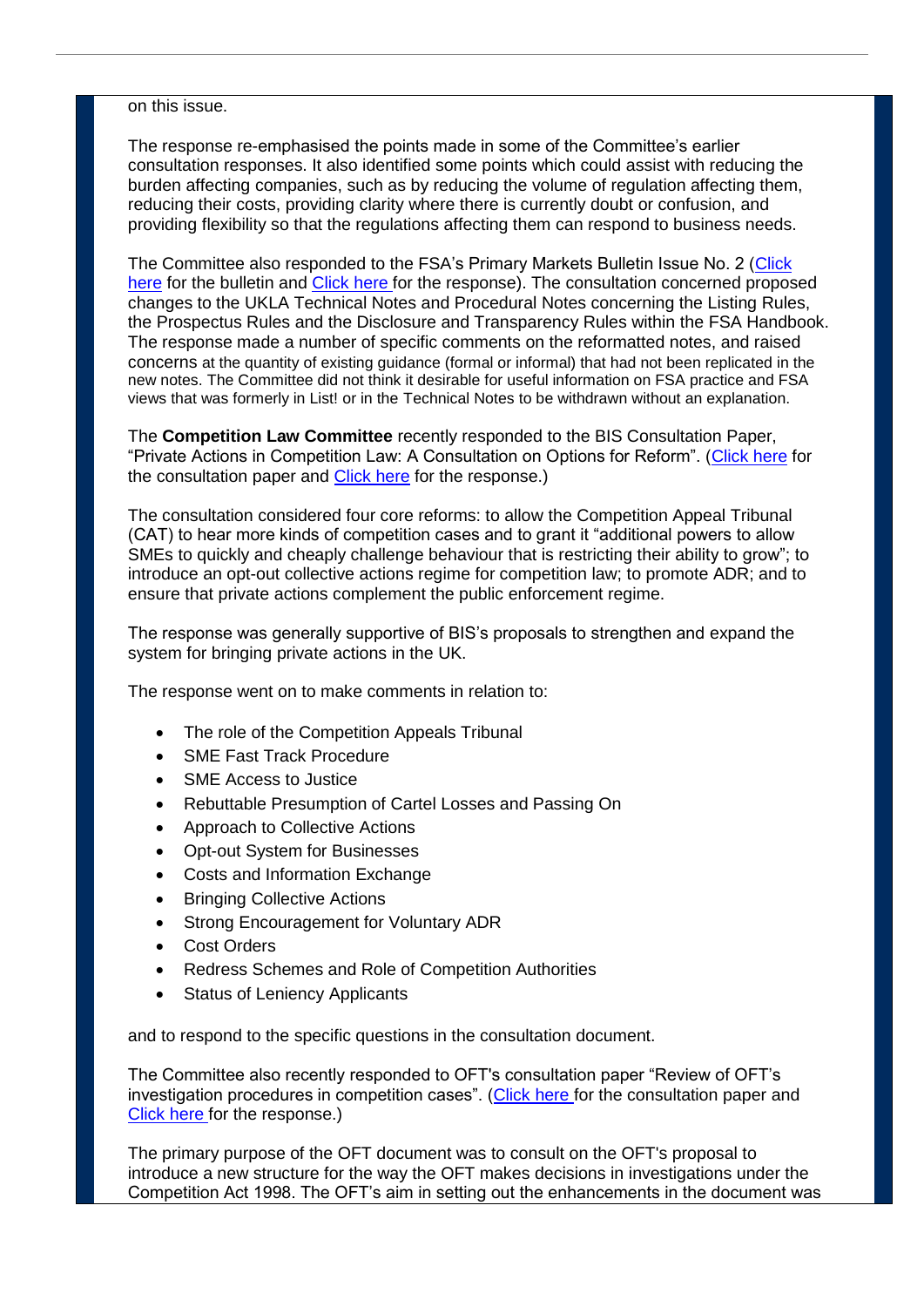on this issue.

The response re-emphasised the points made in some of the Committee's earlier consultation responses. It also identified some points which could assist with reducing the burden affecting companies, such as by reducing the volume of regulation affecting them, reducing their costs, providing clarity where there is currently doubt or confusion, and providing flexibility so that the regulations affecting them can respond to business needs.

The Committee also responded to the FSA's Primary Markets Bulletin Issue No. 2 (Click here for the bulletin and Click here for the response). The consultation concerned proposed changes to the UKLA Technical Notes and Procedural Notes concerning the Listing Rules, the Prospectus Rules and the Disclosure and Transparency Rules within the FSA Handbook. The response made a number of specific comments on the reformatted notes, and raised concerns at the quantity of existing guidance (formal or informal) that had not been replicated in the new notes. The Committee did not think it desirable for useful information on FSA practice and FSA views that was formerly in List! or in the Technical Notes to be withdrawn without an explanation.

The **Competition Law Committee** recently responded to the BIS Consultation Paper, "Private Actions in Competition Law: A Consultation on Options for Reform". (Click here for the consultation paper and Click here for the response.)

The consultation considered four core reforms: to allow the Competition Appeal Tribunal (CAT) to hear more kinds of competition cases and to grant it "additional powers to allow SMEs to quickly and cheaply challenge behaviour that is restricting their ability to grow"; to introduce an opt-out collective actions regime for competition law; to promote ADR; and to ensure that private actions complement the public enforcement regime.

The response was generally supportive of BIS's proposals to strengthen and expand the system for bringing private actions in the UK.

The response went on to make comments in relation to:

- The role of the Competition Appeals Tribunal
- SME Fast Track Procedure
- SME Access to Justice
- Rebuttable Presumption of Cartel Losses and Passing On
- Approach to Collective Actions
- Opt-out System for Businesses
- Costs and Information Exchange
- Bringing Collective Actions
- Strong Encouragement for Voluntary ADR
- Cost Orders
- Redress Schemes and Role of Competition Authorities
- Status of Leniency Applicants

and to respond to the specific questions in the consultation document.

The Committee also recently responded to OFT's consultation paper "Review of OFT's investigation procedures in competition cases". (Click here for the consultation paper and Click here for the response.)

The primary purpose of the OFT document was to consult on the OFT's proposal to introduce a new structure for the way the OFT makes decisions in investigations under the Competition Act 1998. The OFT's aim in setting out the enhancements in the document was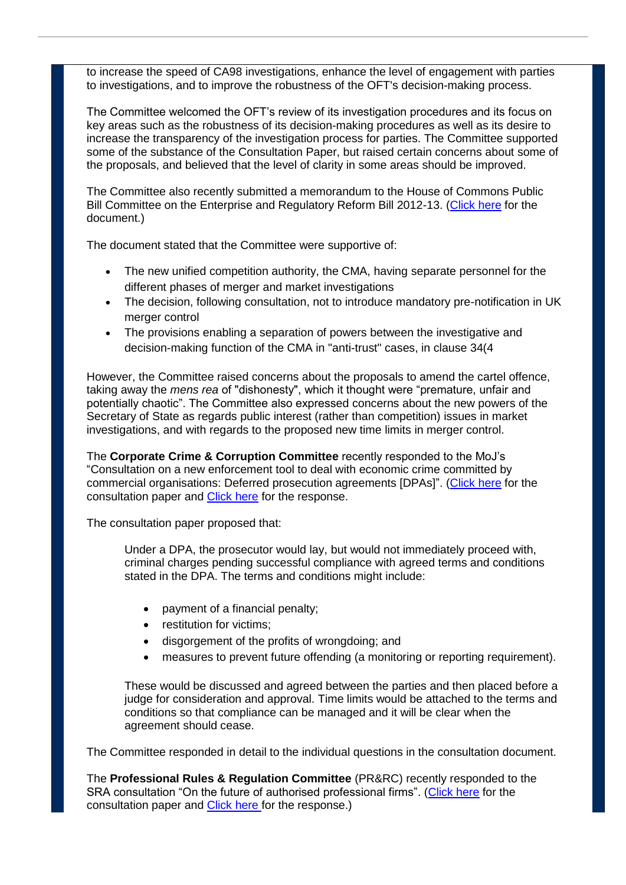to increase the speed of CA98 investigations, enhance the level of engagement with parties to investigations, and to improve the robustness of the OFT's decision-making process.

The Committee welcomed the OFT's review of its investigation procedures and its focus on key areas such as the robustness of its decision-making procedures as well as its desire to increase the transparency of the investigation process for parties. The Committee supported some of the substance of the Consultation Paper, but raised certain concerns about some of the proposals, and believed that the level of clarity in some areas should be improved.

The Committee also recently submitted a memorandum to the House of Commons Public Bill Committee on the Enterprise and Regulatory Reform Bill 2012-13. (Click here for the document.)

The document stated that the Committee were supportive of:

- The new unified competition authority, the CMA, having separate personnel for the different phases of merger and market investigations
- The decision, following consultation, not to introduce mandatory pre-notification in UK merger control
- The provisions enabling a separation of powers between the investigative and decision-making function of the CMA in "anti-trust" cases, in clause 34(4

However, the Committee raised concerns about the proposals to amend the cartel offence, taking away the *mens rea* of "dishonesty", which it thought were "premature, unfair and potentially chaotic". The Committee also expressed concerns about the new powers of the Secretary of State as regards public interest (rather than competition) issues in market investigations, and with regards to the proposed new time limits in merger control.

The **Corporate Crime & Corruption Committee** recently responded to the MoJ's "Consultation on a new enforcement tool to deal with economic crime committed by commercial organisations: Deferred prosecution agreements [DPAs]". (Click here for the consultation paper and Click here for the response.

The consultation paper proposed that:

> Under a DPA, the prosecutor would lay, but would not immediately proceed with, criminal charges pending successful compliance with agreed terms and conditions stated in the DPA. The terms and conditions might include:
>
> - payment of a financial penalty;
> - restitution for victims;
> - disgorgement of the profits of wrongdoing; and
> - measures to prevent future offending (a monitoring or reporting requirement).
>
> These would be discussed and agreed between the parties and then placed before a judge for consideration and approval. Time limits would be attached to the terms and conditions so that compliance can be managed and it will be clear when the agreement should cease.

The Committee responded in detail to the individual questions in the consultation document.

The **Professional Rules & Regulation Committee** (PR&RC) recently responded to the SRA consultation "On the future of authorised professional firms". (Click here for the consultation paper and Click here for the response.)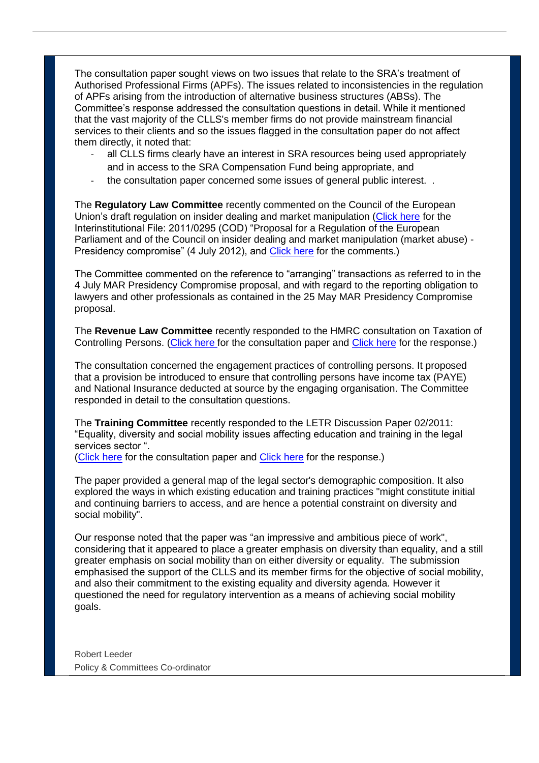The consultation paper sought views on two issues that relate to the SRA's treatment of Authorised Professional Firms (APFs). The issues related to inconsistencies in the regulation of APFs arising from the introduction of alternative business structures (ABSs). The Committee's response addressed the consultation questions in detail. While it mentioned that the vast majority of the CLLS's member firms do not provide mainstream financial services to their clients and so the issues flagged in the consultation paper do not affect them directly, it noted that:

- all CLLS firms clearly have an interest in SRA resources being used appropriately and in access to the SRA Compensation Fund being appropriate, and
- the consultation paper concerned some issues of general public interest. .

The **Regulatory Law Committee** recently commented on the Council of the European Union's draft regulation on insider dealing and market manipulation (Click here for the Interinstitutional File: 2011/0295 (COD) "Proposal for a Regulation of the European Parliament and of the Council on insider dealing and market manipulation (market abuse) - Presidency compromise" (4 July 2012), and Click here for the comments.)

The Committee commented on the reference to "arranging" transactions as referred to in the 4 July MAR Presidency Compromise proposal, and with regard to the reporting obligation to lawyers and other professionals as contained in the 25 May MAR Presidency Compromise proposal.

The **Revenue Law Committee** recently responded to the HMRC consultation on Taxation of Controlling Persons. (Click here for the consultation paper and Click here for the response.)

The consultation concerned the engagement practices of controlling persons. It proposed that a provision be introduced to ensure that controlling persons have income tax (PAYE) and National Insurance deducted at source by the engaging organisation. The Committee responded in detail to the consultation questions.

The **Training Committee** recently responded to the LETR Discussion Paper 02/2011: "Equality, diversity and social mobility issues affecting education and training in the legal services sector ".
(Click here for the consultation paper and Click here for the response.)

The paper provided a general map of the legal sector's demographic composition. It also explored the ways in which existing education and training practices "might constitute initial and continuing barriers to access, and are hence a potential constraint on diversity and social mobility".

Our response noted that the paper was "an impressive and ambitious piece of work", considering that it appeared to place a greater emphasis on diversity than equality, and a still greater emphasis on social mobility than on either diversity or equality. The submission emphasised the support of the CLLS and its member firms for the objective of social mobility, and also their commitment to the existing equality and diversity agenda. However it questioned the need for regulatory intervention as a means of achieving social mobility goals.

Robert Leeder
Policy & Committees Co-ordinator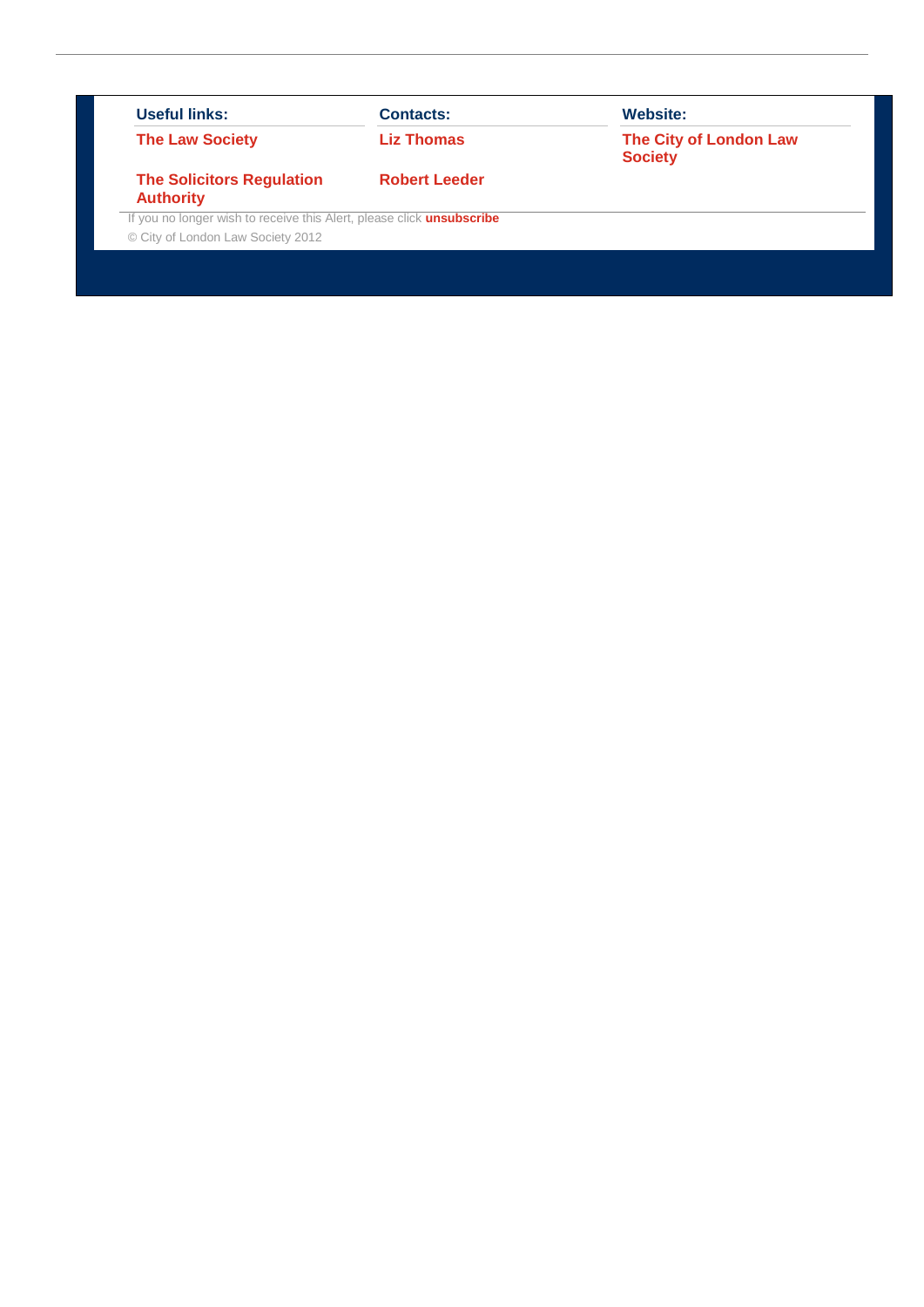| **Useful links:** | **Contacts:** | **Website:** |
| --- | --- | --- |
| **The Law Society** | **Liz Thomas** | **The City of London Law Society** |
| **The Solicitors Regulation Authority** | **Robert Leeder** | |

If you no longer wish to receive this Alert, please click **unsubscribe**

© City of London Law Society 2012